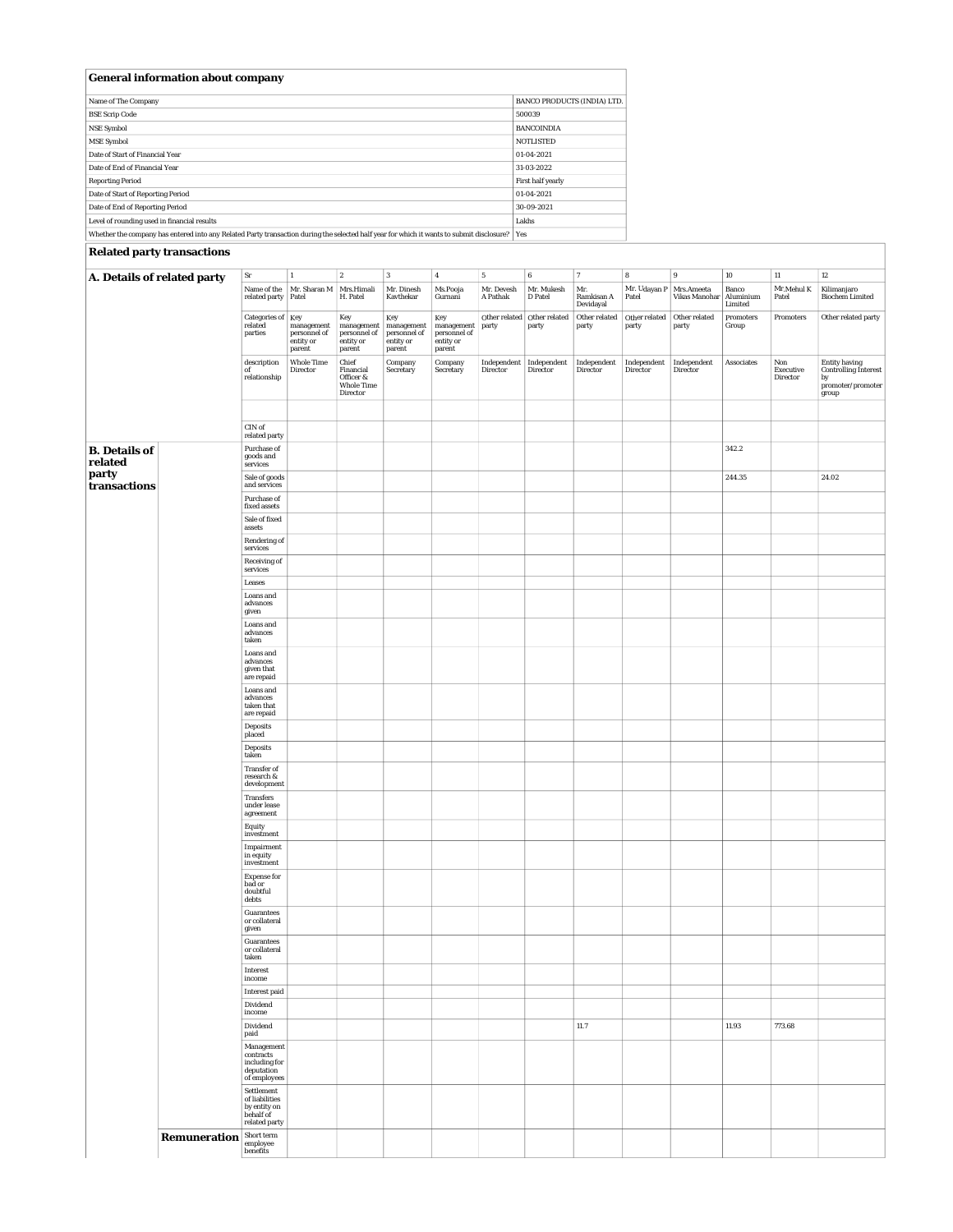## General information about company

| | |
|---|---|
| Name of The Company | BANCO PRODUCTS (INDIA) LTD. |
| BSE Scrip Code | 500039 |
| NSE Symbol | BANCOINDIA |
| MSE Symbol | NOTLISTED |
| Date of Start of Financial Year | 01-04-2021 |
| Date of End of Financial Year | 31-03-2022 |
| Reporting Period | First half yearly |
| Date of Start of Reporting Period | 01-04-2021 |
| Date of End of Reporting Period | 30-09-2021 |
| Level of rounding used in financial results | Lakhs |
| Whether the company has entered into any Related Party transaction during the selected half year for which it wants to submit disclosure? | Yes |

## Related party transactions

| | | | | | | | | | | | | | | |
|---|---|---|---|---|---|---|---|---|---|---|---|---|---|---|
| **A. Details of related party** | | Sr | 1 | 2 | 3 | 4 | 5 | 6 | 7 | 8 | 9 | 10 | 11 | 12 |
| | | Name of the related party | Mr. Sharan M Patel | Mrs.Himali H. Patel | Mr. Dinesh Kavthekar | Ms.Pooja Gurnani | Mr. Devesh A Pathak | Mr. Mukesh D Patel | Mr. Ramkisan A Devidayal | Mr. Udayan P Patel | Mrs.Ameeta Vikas Manohar | Banco Aluminium Limited | Mr.Mehul K Patel | Kilimanjaro Biochem Limited |
| | | Categories of related parties | Key management personnel of entity or parent | Key management personnel of entity or parent | Key management personnel of entity or parent | Key management personnel of entity or parent | Other related party | Other related party | Other related party | Other related party | Other related party | Promoters Group | Promoters | Other related party |
| | | description of relationship | Whole Time Director | Chief Financial Officer & Whole Time Director | Company Secretary | Company Secretary | Independent Director | Independent Director | Independent Director | Independent Director | Independent Director | Associates | Non Executive Director | Entity having Controlling Interest by promoter/promoter group |
| | | | | | | | | | | | | | | |
| | | CIN of related party | | | | | | | | | | | | |
| **B. Details of related party transactions** | | Purchase of goods and services | | | | | | | | | | 342.2 | | |
| | | Sale of goods and services | | | | | | | | | | 244.35 | | 24.02 |
| | | Purchase of fixed assets | | | | | | | | | | | | |
| | | Sale of fixed assets | | | | | | | | | | | | |
| | | Rendering of services | | | | | | | | | | | | |
| | | Receiving of services | | | | | | | | | | | | |
| | | Leases | | | | | | | | | | | | |
| | | Loans and advances given | | | | | | | | | | | | |
| | | Loans and advances taken | | | | | | | | | | | | |
| | | Loans and advances given that are repaid | | | | | | | | | | | | |
| | | Loans and advances taken that are repaid | | | | | | | | | | | | |
| | | Deposits placed | | | | | | | | | | | | |
| | | Deposits taken | | | | | | | | | | | | |
| | | Transfer of research & development | | | | | | | | | | | | |
| | | Transfers under lease agreement | | | | | | | | | | | | |
| | | Equity investment | | | | | | | | | | | | |
| | | Impairment in equity investment | | | | | | | | | | | | |
| | | Expense for bad or doubtful debts | | | | | | | | | | | | |
| | | Guarantees or collateral given | | | | | | | | | | | | |
| | | Guarantees or collateral taken | | | | | | | | | | | | |
| | | Interest income | | | | | | | | | | | | |
| | | Interest paid | | | | | | | | | | | | |
| | | Dividend income | | | | | | | | | | | | |
| | | Dividend paid | | | | | | | 11.7 | | | 11.93 | 773.68 | |
| | | Management contracts including for deputation of employees | | | | | | | | | | | | |
| | | Settlement of liabilities by entity on behalf of related party | | | | | | | | | | | | |
| | **Remuneration** | Short term employee benefits | | | | | | | | | | | | |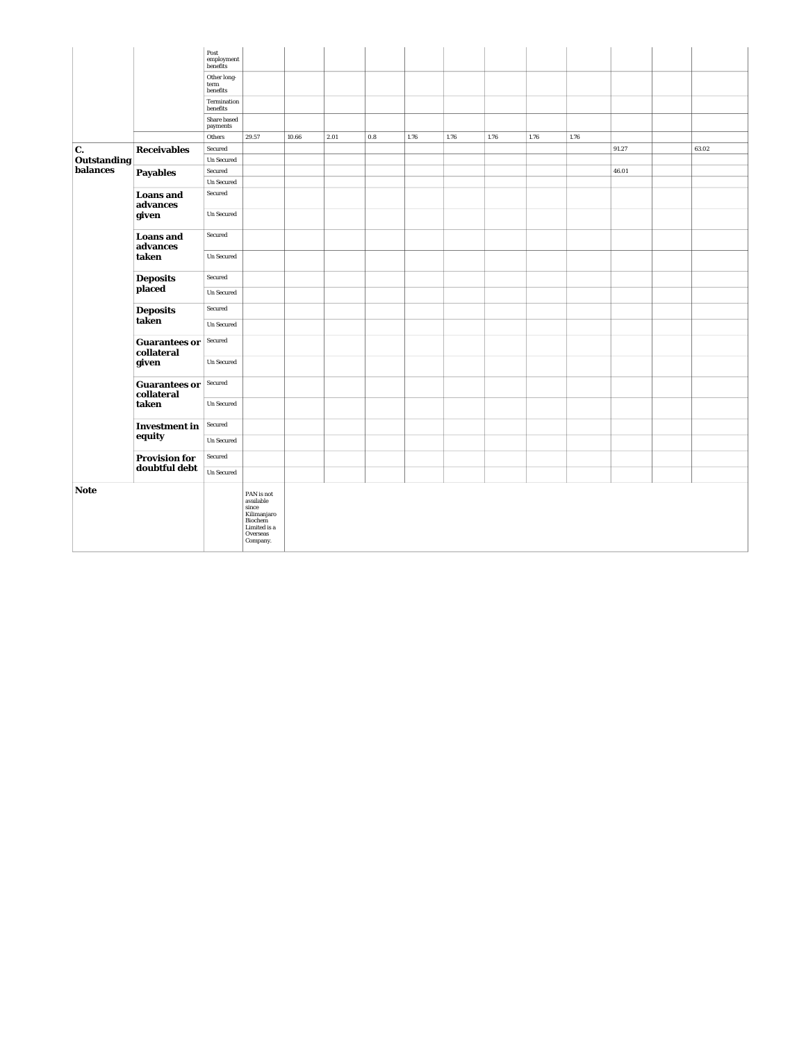| | | | | | | | | | | | | | | |
|---|---|---|---|---|---|---|---|---|---|---|---|---|---|---|
| | | Post employment benefits | | | | | | | | | | | | |
| | | Other long-term benefits | | | | | | | | | | | | |
| | | Termination benefits | | | | | | | | | | | | |
| | | Share based payments | | | | | | | | | | | | |
| | | Others | 29.57 | 10.66 | 2.01 | 0.8 | 1.76 | 1.76 | 1.76 | 1.76 | 1.76 | | | |
| **C. Outstanding balances** | **Receivables** | Secured | | | | | | | | | | 91.27 | | 63.02 |
| | | Un Secured | | | | | | | | | | | | |
| | **Payables** | Secured | | | | | | | | | | 46.01 | | |
| | | Un Secured | | | | | | | | | | | | |
| | **Loans and advances given** | Secured | | | | | | | | | | | | |
| | | Un Secured | | | | | | | | | | | | |
| | **Loans and advances taken** | Secured | | | | | | | | | | | | |
| | | Un Secured | | | | | | | | | | | | |
| | **Deposits placed** | Secured | | | | | | | | | | | | |
| | | Un Secured | | | | | | | | | | | | |
| | **Deposits taken** | Secured | | | | | | | | | | | | |
| | | Un Secured | | | | | | | | | | | | |
| | **Guarantees or collateral given** | Secured | | | | | | | | | | | | |
| | | Un Secured | | | | | | | | | | | | |
| | **Guarantees or collateral taken** | Secured | | | | | | | | | | | | |
| | | Un Secured | | | | | | | | | | | | |
| | **Investment in equity** | Secured | | | | | | | | | | | | |
| | | Un Secured | | | | | | | | | | | | |
| | **Provision for doubtful debt** | Secured | | | | | | | | | | | | |
| | | Un Secured | | | | | | | | | | | | |
| **Note** | | | PAN is not available since Kilimanjaro Biochem Limited is a Overseas Company. | | | | | | | | | | | |